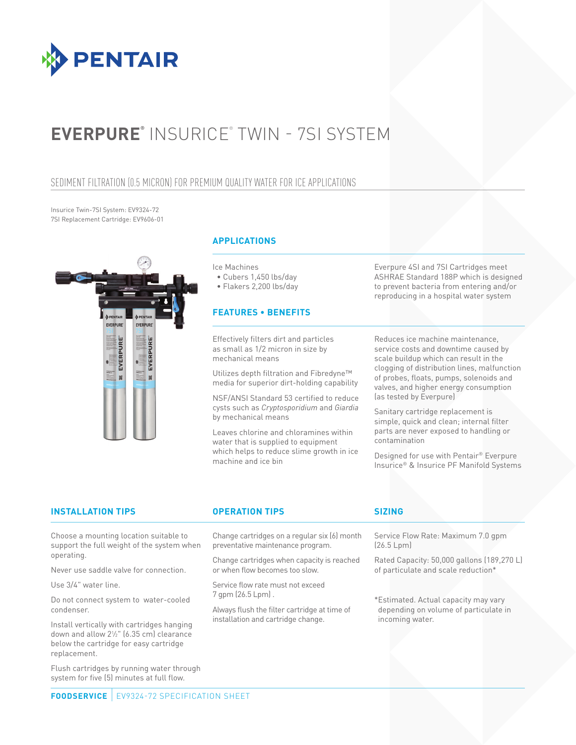# EVERPURE® INSURICE® TWIN - 7SI SYSTEM

## SEDIMENT FILTRATION (0.5 MICRON) FOR PREMIUM QUALITY WATER FOR ICE APPLICATIONS

Insurice Twin-7SI System: EV9324-72
7SI Replacement Cartridge: EV9606-01

### APPLICATIONS

Ice Machines
- Cubers 1,450 lbs/day
- Flakers 2,200 lbs/day

Everpure 4SI and 7SI Cartridges meet ASHRAE Standard 188P which is designed to prevent bacteria from entering and/or reproducing in a hospital water system

### FEATURES • BENEFITS

Effectively filters dirt and particles as small as 1/2 micron in size by mechanical means

Utilizes depth filtration and Fibredyne™ media for superior dirt-holding capability

NSF/ANSI Standard 53 certified to reduce cysts such as *Cryptosporidium* and *Giardia* by mechanical means

Leaves chlorine and chloramines within water that is supplied to equipment which helps to reduce slime growth in ice machine and ice bin

Reduces ice machine maintenance, service costs and downtime caused by scale buildup which can result in the clogging of distribution lines, malfunction of probes, floats, pumps, solenoids and valves, and higher energy consumption (as tested by Everpure)

Sanitary cartridge replacement is simple, quick and clean; internal filter parts are never exposed to handling or contamination

Designed for use with Pentair® Everpure Insurice® & Insurice PF Manifold Systems

### INSTALLATION TIPS

Choose a mounting location suitable to support the full weight of the system when operating.

Never use saddle valve for connection.

Use 3/4" water line.

Do not connect system to water-cooled condenser.

Install vertically with cartridges hanging down and allow 2½" (6.35 cm) clearance below the cartridge for easy cartridge replacement.

Flush cartridges by running water through system for five (5) minutes at full flow.

### OPERATION TIPS

Change cartridges on a regular six (6) month preventative maintenance program.

Change cartridges when capacity is reached or when flow becomes too slow.

Service flow rate must not exceed 7 gpm (26.5 Lpm) .

Always flush the filter cartridge at time of installation and cartridge change.

### SIZING

Service Flow Rate: Maximum 7.0 gpm (26.5 Lpm)

Rated Capacity: 50,000 gallons (189,270 L) of particulate and scale reduction*

*Estimated. Actual capacity may vary depending on volume of particulate in incoming water.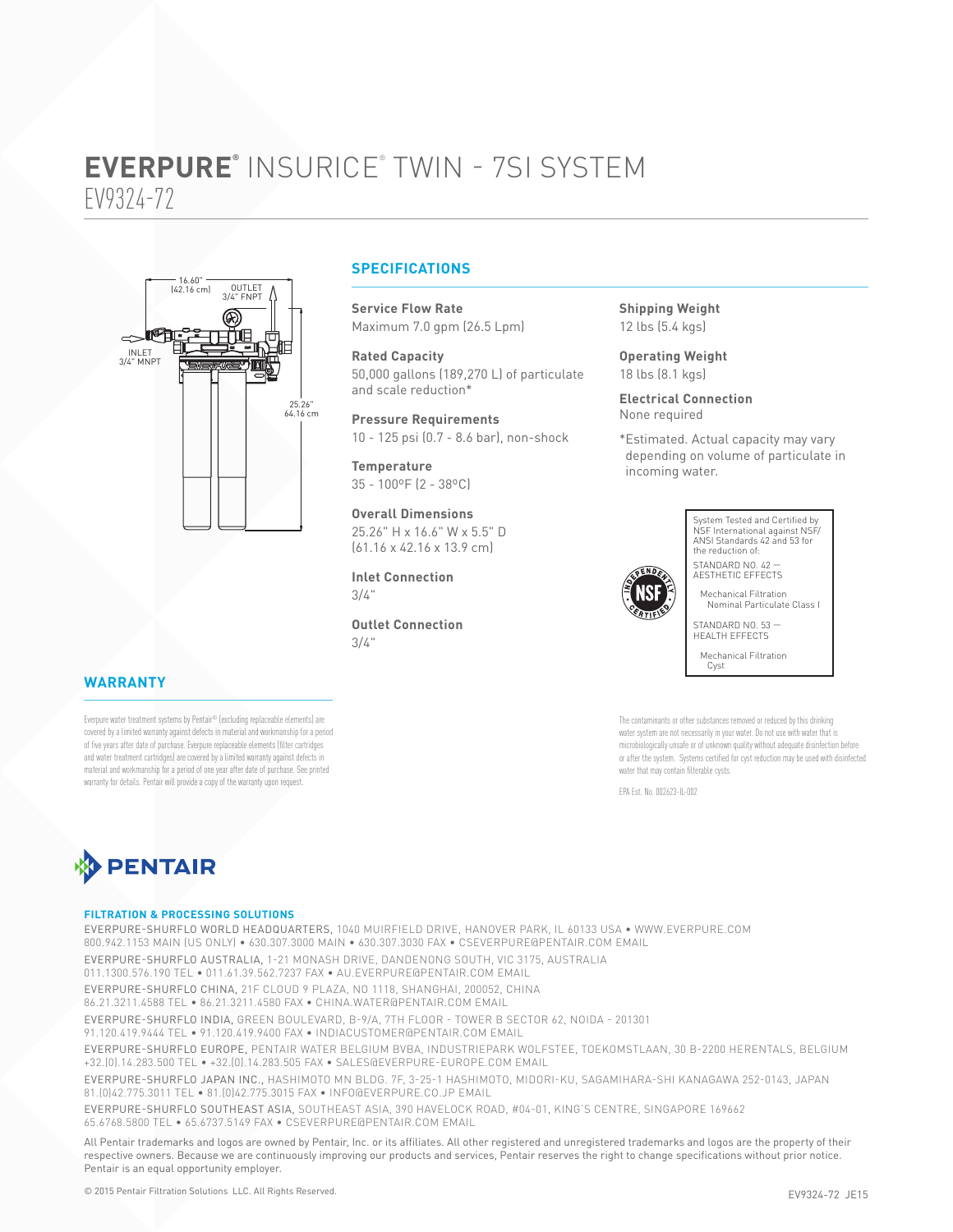# EVERPURE® INSURICE® TWIN - 7SI SYSTEM

EV9324-72

16.60"
(42.16 cm)
OUTLET
3/4" FNPT
INLET
3/4" MNPT
25.26"
64.16 cm

## SPECIFICATIONS

**Service Flow Rate**
Maximum 7.0 gpm (26.5 Lpm)

**Rated Capacity**
50,000 gallons (189,270 L) of particulate and scale reduction*

**Pressure Requirements**
10 - 125 psi (0.7 - 8.6 bar), non-shock

**Temperature**
35 - 100°F (2 - 38°C)

**Overall Dimensions**
25.26" H x 16.6" W x 5.5" D
(61.16 x 42.16 x 13.9 cm)

**Inlet Connection**
3/4"

**Outlet Connection**
3/4"

**Shipping Weight**
12 lbs (5.4 kgs)

**Operating Weight**
18 lbs (8.1 kgs)

**Electrical Connection**
None required

*Estimated. Actual capacity may vary depending on volume of particulate in incoming water.

System Tested and Certified by NSF International against NSF/ANSI Standards 42 and 53 for the reduction of:

STANDARD NO. 42 — AESTHETIC EFFECTS

Mechanical Filtration
Nominal Particulate Class I

STANDARD NO. 53 — HEALTH EFFECTS

Mechanical Filtration
Cyst

The contaminants or other substances removed or reduced by this drinking water system are not necessarily in your water. Do not use with water that is microbiologically unsafe or of unknown quality without adequate disinfection before or after the system. Systems certified for cyst reduction may be used with disinfected water that may contain filterable cysts.

EPA Est. No. 002623-IL-002

## WARRANTY

Everpure water treatment systems by Pentair® (excluding replaceable elements) are covered by a limited warranty against defects in material and workmanship for a period of five years after date of purchase. Everpure replaceable elements (filter cartridges and water treatment cartridges) are covered by a limited warranty against defects in material and workmanship for a period of one year after date of purchase. See printed warranty for details. Pentair will provide a copy of the warranty upon request.

PENTAIR

**FILTRATION & PROCESSING SOLUTIONS**

EVERPURE-SHURFLO WORLD HEADQUARTERS, 1040 MUIRFIELD DRIVE, HANOVER PARK, IL 60133 USA • WWW.EVERPURE.COM
800.942.1153 MAIN (US ONLY) • 630.307.3000 MAIN • 630.307.3030 FAX • CSEVERPURE@PENTAIR.COM EMAIL

EVERPURE-SHURFLO AUSTRALIA, 1-21 MONASH DRIVE, DANDENONG SOUTH, VIC 3175, AUSTRALIA
011.1300.576.190 TEL • 011.61.39.562.7237 FAX • AU.EVERPURE@PENTAIR.COM EMAIL

EVERPURE-SHURFLO CHINA, 21F CLOUD 9 PLAZA, NO 1118, SHANGHAI, 200052, CHINA
86.21.3211.4588 TEL • 86.21.3211.4580 FAX • CHINA.WATER@PENTAIR.COM EMAIL

EVERPURE-SHURFLO INDIA, GREEN BOULEVARD, B-9/A, 7TH FLOOR - TOWER B SECTOR 62, NOIDA - 201301
91.120.419.9444 TEL • 91.120.419.9400 FAX • INDIACUSTOMER@PENTAIR.COM EMAIL

EVERPURE-SHURFLO EUROPE, PENTAIR WATER BELGIUM BVBA, INDUSTRIEPARK WOLFSTEE, TOEKOMSTLAAN, 30 B-2200 HERENTALS, BELGIUM
+32.(0).14.283.500 TEL • +32.(0).14.283.505 FAX • SALES@EVERPURE-EUROPE.COM EMAIL

EVERPURE-SHURFLO JAPAN INC., HASHIMOTO MN BLDG. 7F, 3-25-1 HASHIMOTO, MIDORI-KU, SAGAMIHARA-SHI KANAGAWA 252-0143, JAPAN
81.(0)42.775.3011 TEL • 81.(0)42.775.3015 FAX • INFO@EVERPURE.CO.JP EMAIL

EVERPURE-SHURFLO SOUTHEAST ASIA, SOUTHEAST ASIA, 390 HAVELOCK ROAD, #04-01, KING'S CENTRE, SINGAPORE 169662
65.6768.5800 TEL • 65.6737.5149 FAX • CSEVERPURE@PENTAIR.COM EMAIL

All Pentair trademarks and logos are owned by Pentair, Inc. or its affiliates. All other registered and unregistered trademarks and logos are the property of their respective owners. Because we are continuously improving our products and services, Pentair reserves the right to change specifications without prior notice. Pentair is an equal opportunity employer.

© 2015 Pentair Filtration Solutions LLC. All Rights Reserved.

EV9324-72 JE15